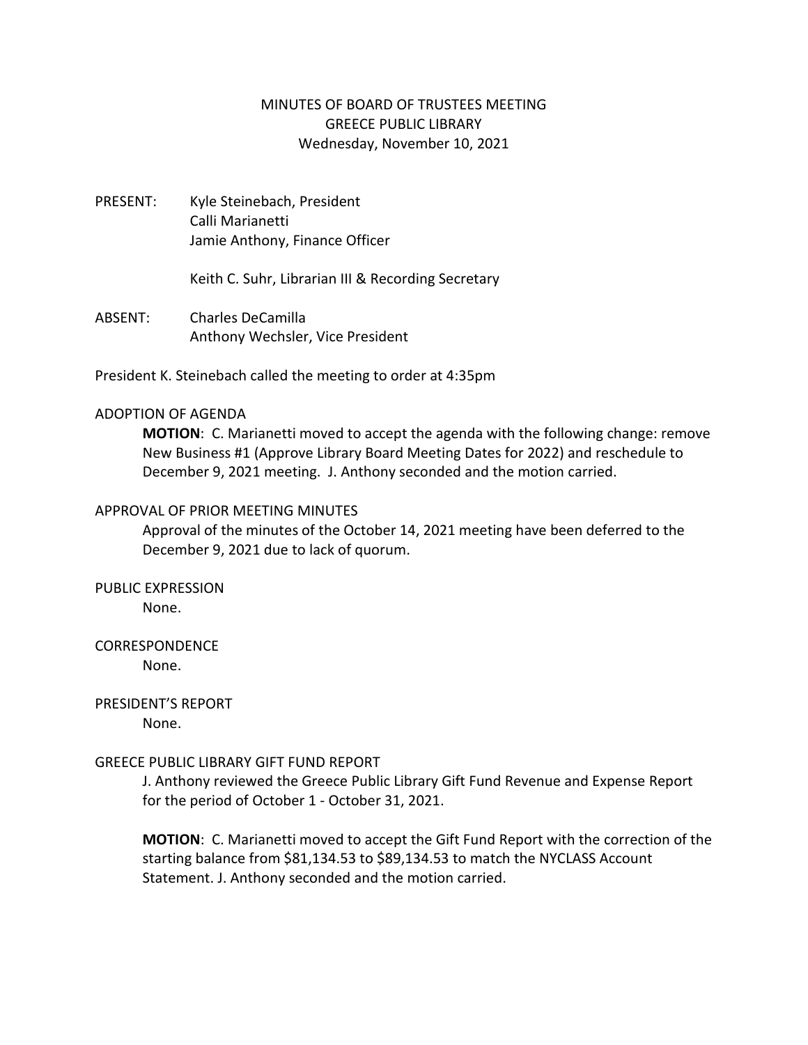# MINUTES OF BOARD OF TRUSTEES MEETING
## GREECE PUBLIC LIBRARY
### Wednesday, November 10, 2021

PRESENT: Kyle Steinebach, President
Calli Marianetti
Jamie Anthony, Finance Officer

Keith C. Suhr, Librarian III & Recording Secretary

ABSENT: Charles DeCamilla
Anthony Wechsler, Vice President

President K. Steinebach called the meeting to order at 4:35pm

ADOPTION OF AGENDA

**MOTION**: C. Marianetti moved to accept the agenda with the following change: remove New Business #1 (Approve Library Board Meeting Dates for 2022) and reschedule to December 9, 2021 meeting. J. Anthony seconded and the motion carried.

APPROVAL OF PRIOR MEETING MINUTES

Approval of the minutes of the October 14, 2021 meeting have been deferred to the December 9, 2021 due to lack of quorum.

PUBLIC EXPRESSION

None.

CORRESPONDENCE

None.

PRESIDENT'S REPORT

None.

GREECE PUBLIC LIBRARY GIFT FUND REPORT

J. Anthony reviewed the Greece Public Library Gift Fund Revenue and Expense Report for the period of October 1 - October 31, 2021.

**MOTION**: C. Marianetti moved to accept the Gift Fund Report with the correction of the starting balance from $81,134.53 to $89,134.53 to match the NYCLASS Account Statement. J. Anthony seconded and the motion carried.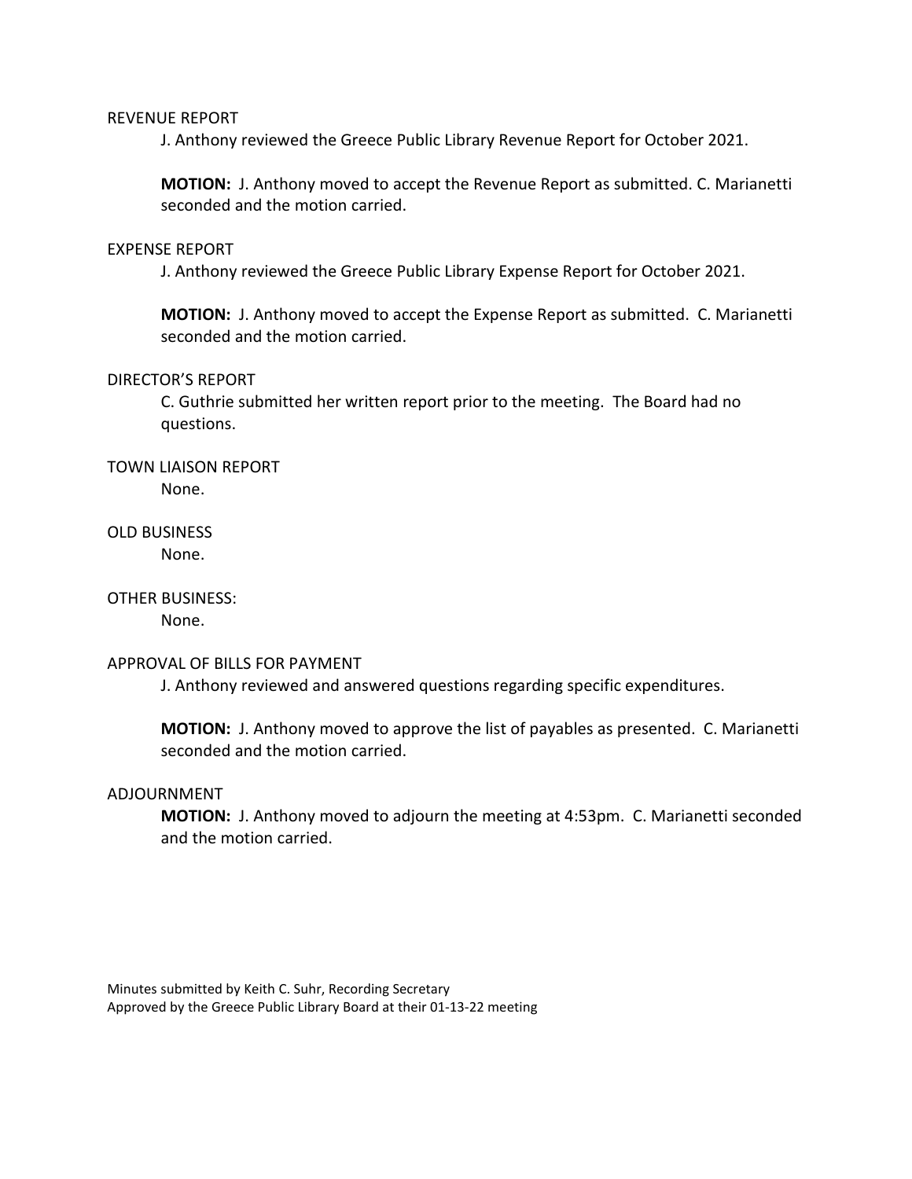REVENUE REPORT

J. Anthony reviewed the Greece Public Library Revenue Report for October 2021.

**MOTION:** J. Anthony moved to accept the Revenue Report as submitted. C. Marianetti seconded and the motion carried.

EXPENSE REPORT

J. Anthony reviewed the Greece Public Library Expense Report for October 2021.

**MOTION:** J. Anthony moved to accept the Expense Report as submitted. C. Marianetti seconded and the motion carried.

DIRECTOR'S REPORT

C. Guthrie submitted her written report prior to the meeting. The Board had no questions.

TOWN LIAISON REPORT

None.

OLD BUSINESS

None.

OTHER BUSINESS:

None.

APPROVAL OF BILLS FOR PAYMENT

J. Anthony reviewed and answered questions regarding specific expenditures.

**MOTION:** J. Anthony moved to approve the list of payables as presented. C. Marianetti seconded and the motion carried.

ADJOURNMENT

**MOTION:** J. Anthony moved to adjourn the meeting at 4:53pm. C. Marianetti seconded and the motion carried.

Minutes submitted by Keith C. Suhr, Recording Secretary
Approved by the Greece Public Library Board at their 01-13-22 meeting